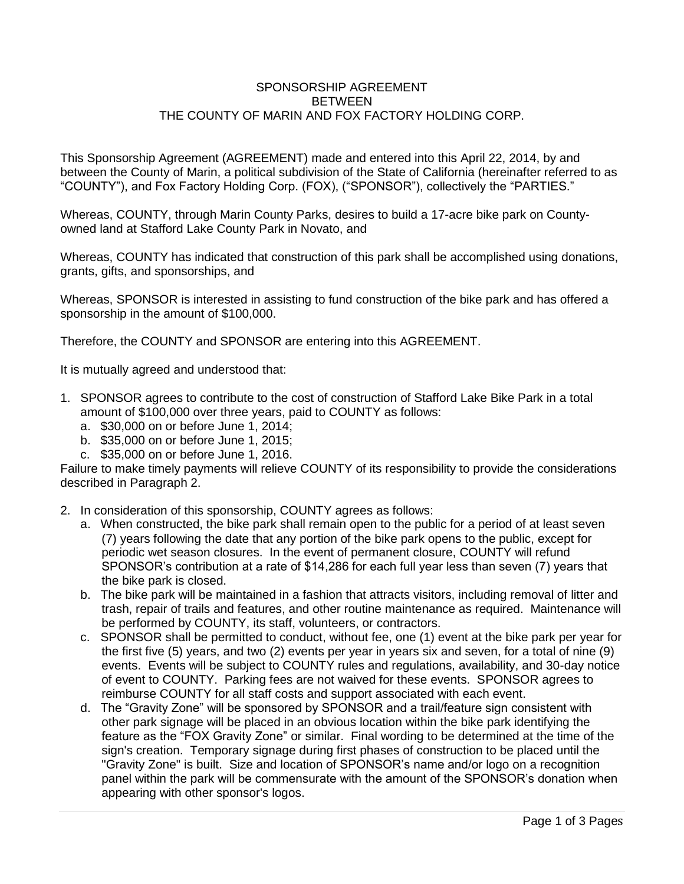# SPONSORSHIP AGREEMENT
# BETWEEN
# THE COUNTY OF MARIN AND FOX FACTORY HOLDING CORP.

This Sponsorship Agreement (AGREEMENT) made and entered into this April 22, 2014, by and between the County of Marin, a political subdivision of the State of California (hereinafter referred to as "COUNTY"), and Fox Factory Holding Corp. (FOX), ("SPONSOR"), collectively the "PARTIES."

Whereas, COUNTY, through Marin County Parks, desires to build a 17-acre bike park on County-owned land at Stafford Lake County Park in Novato, and

Whereas, COUNTY has indicated that construction of this park shall be accomplished using donations, grants, gifts, and sponsorships, and

Whereas, SPONSOR is interested in assisting to fund construction of the bike park and has offered a sponsorship in the amount of $100,000.

Therefore, the COUNTY and SPONSOR are entering into this AGREEMENT.

It is mutually agreed and understood that:

1. SPONSOR agrees to contribute to the cost of construction of Stafford Lake Bike Park in a total amount of $100,000 over three years, paid to COUNTY as follows:
   a. $30,000 on or before June 1, 2014;
   b. $35,000 on or before June 1, 2015;
   c. $35,000 on or before June 1, 2016.

Failure to make timely payments will relieve COUNTY of its responsibility to provide the considerations described in Paragraph 2.

2. In consideration of this sponsorship, COUNTY agrees as follows:
   a. When constructed, the bike park shall remain open to the public for a period of at least seven (7) years following the date that any portion of the bike park opens to the public, except for periodic wet season closures. In the event of permanent closure, COUNTY will refund SPONSOR's contribution at a rate of $14,286 for each full year less than seven (7) years that the bike park is closed.
   b. The bike park will be maintained in a fashion that attracts visitors, including removal of litter and trash, repair of trails and features, and other routine maintenance as required. Maintenance will be performed by COUNTY, its staff, volunteers, or contractors.
   c. SPONSOR shall be permitted to conduct, without fee, one (1) event at the bike park per year for the first five (5) years, and two (2) events per year in years six and seven, for a total of nine (9) events. Events will be subject to COUNTY rules and regulations, availability, and 30-day notice of event to COUNTY. Parking fees are not waived for these events. SPONSOR agrees to reimburse COUNTY for all staff costs and support associated with each event.
   d. The "Gravity Zone" will be sponsored by SPONSOR and a trail/feature sign consistent with other park signage will be placed in an obvious location within the bike park identifying the feature as the "FOX Gravity Zone" or similar. Final wording to be determined at the time of the sign's creation. Temporary signage during first phases of construction to be placed until the "Gravity Zone" is built. Size and location of SPONSOR's name and/or logo on a recognition panel within the park will be commensurate with the amount of the SPONSOR's donation when appearing with other sponsor's logos.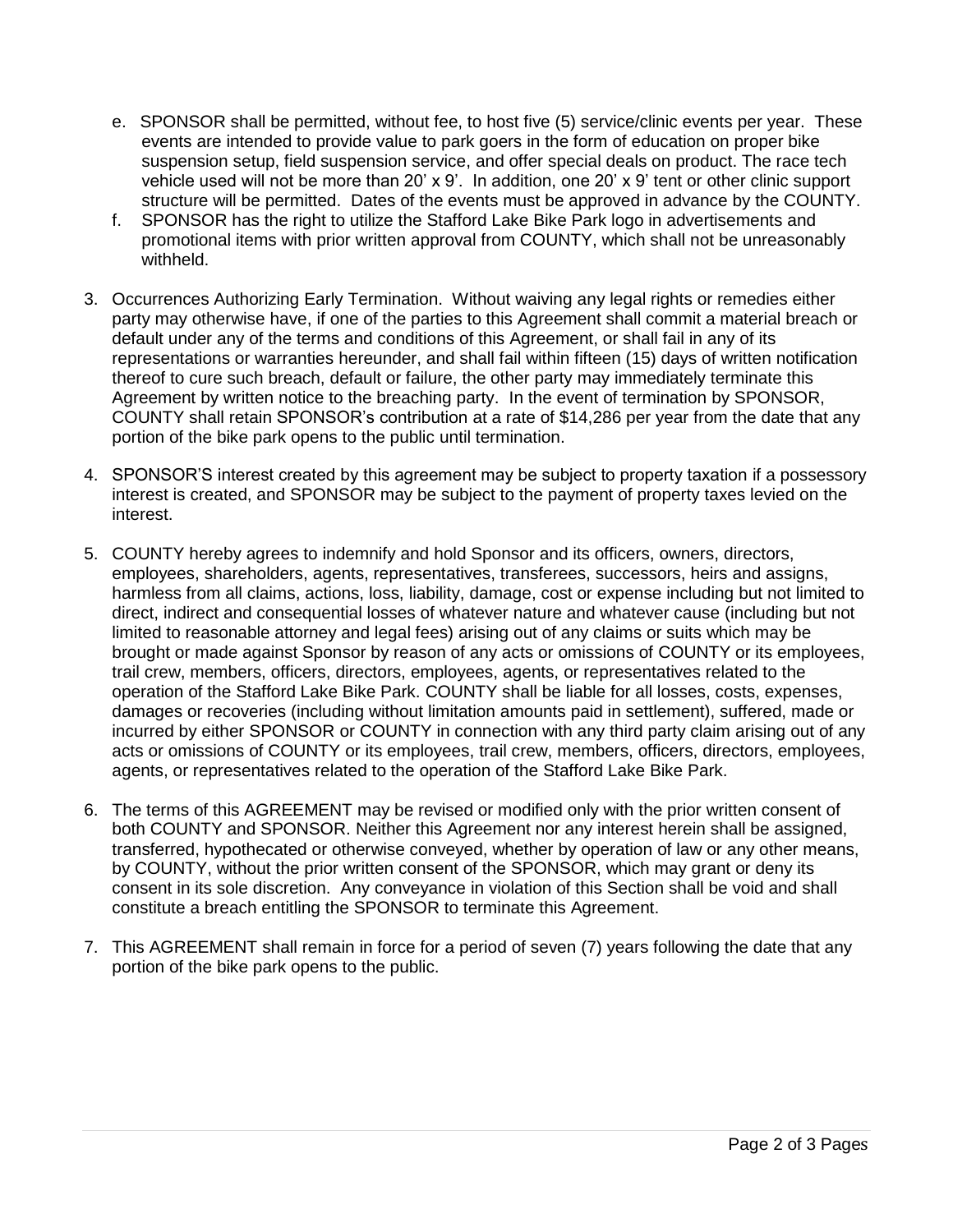e. SPONSOR shall be permitted, without fee, to host five (5) service/clinic events per year. These events are intended to provide value to park goers in the form of education on proper bike suspension setup, field suspension service, and offer special deals on product. The race tech vehicle used will not be more than 20' x 9'. In addition, one 20' x 9' tent or other clinic support structure will be permitted. Dates of the events must be approved in advance by the COUNTY.

f. SPONSOR has the right to utilize the Stafford Lake Bike Park logo in advertisements and promotional items with prior written approval from COUNTY, which shall not be unreasonably withheld.

3. Occurrences Authorizing Early Termination. Without waiving any legal rights or remedies either party may otherwise have, if one of the parties to this Agreement shall commit a material breach or default under any of the terms and conditions of this Agreement, or shall fail in any of its representations or warranties hereunder, and shall fail within fifteen (15) days of written notification thereof to cure such breach, default or failure, the other party may immediately terminate this Agreement by written notice to the breaching party. In the event of termination by SPONSOR, COUNTY shall retain SPONSOR's contribution at a rate of $14,286 per year from the date that any portion of the bike park opens to the public until termination.

4. SPONSOR'S interest created by this agreement may be subject to property taxation if a possessory interest is created, and SPONSOR may be subject to the payment of property taxes levied on the interest.

5. COUNTY hereby agrees to indemnify and hold Sponsor and its officers, owners, directors, employees, shareholders, agents, representatives, transferees, successors, heirs and assigns, harmless from all claims, actions, loss, liability, damage, cost or expense including but not limited to direct, indirect and consequential losses of whatever nature and whatever cause (including but not limited to reasonable attorney and legal fees) arising out of any claims or suits which may be brought or made against Sponsor by reason of any acts or omissions of COUNTY or its employees, trail crew, members, officers, directors, employees, agents, or representatives related to the operation of the Stafford Lake Bike Park. COUNTY shall be liable for all losses, costs, expenses, damages or recoveries (including without limitation amounts paid in settlement), suffered, made or incurred by either SPONSOR or COUNTY in connection with any third party claim arising out of any acts or omissions of COUNTY or its employees, trail crew, members, officers, directors, employees, agents, or representatives related to the operation of the Stafford Lake Bike Park.

6. The terms of this AGREEMENT may be revised or modified only with the prior written consent of both COUNTY and SPONSOR. Neither this Agreement nor any interest herein shall be assigned, transferred, hypothecated or otherwise conveyed, whether by operation of law or any other means, by COUNTY, without the prior written consent of the SPONSOR, which may grant or deny its consent in its sole discretion. Any conveyance in violation of this Section shall be void and shall constitute a breach entitling the SPONSOR to terminate this Agreement.

7. This AGREEMENT shall remain in force for a period of seven (7) years following the date that any portion of the bike park opens to the public.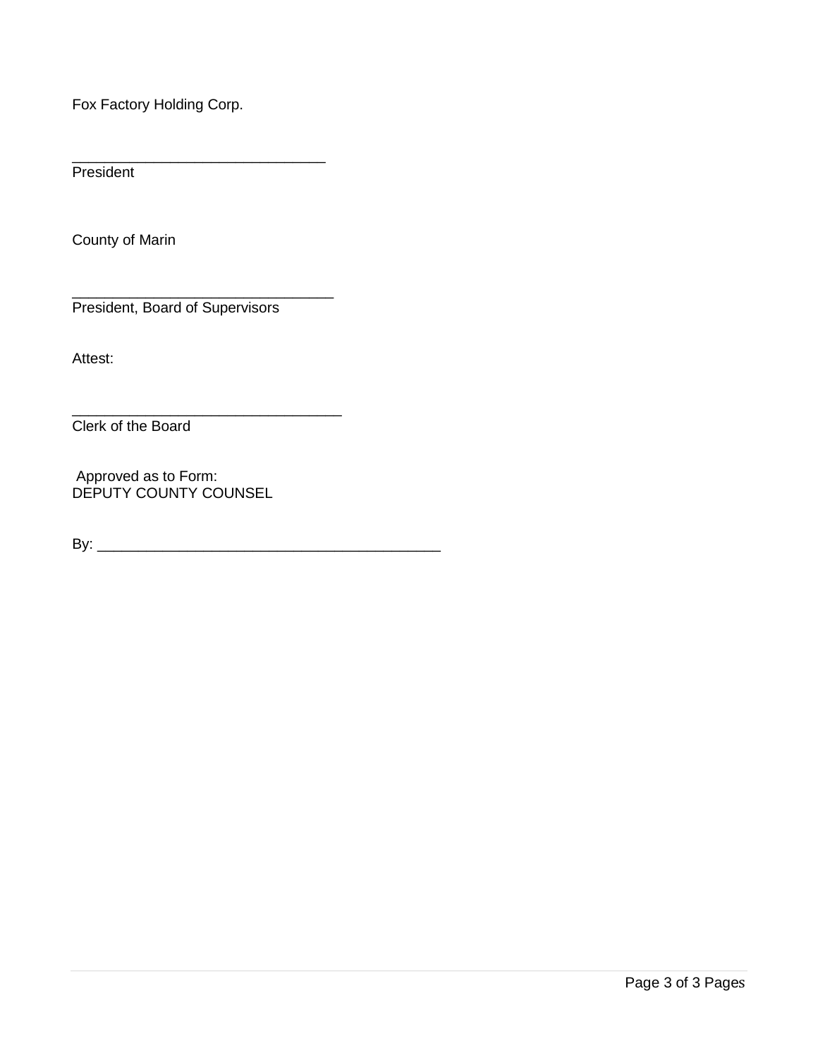Fox Factory Holding Corp.

_______________________________
President

County of Marin

________________________________
President, Board of Supervisors

Attest:

_________________________________
Clerk of the Board

Approved as to Form:
DEPUTY COUNTY COUNSEL

By: __________________________________________